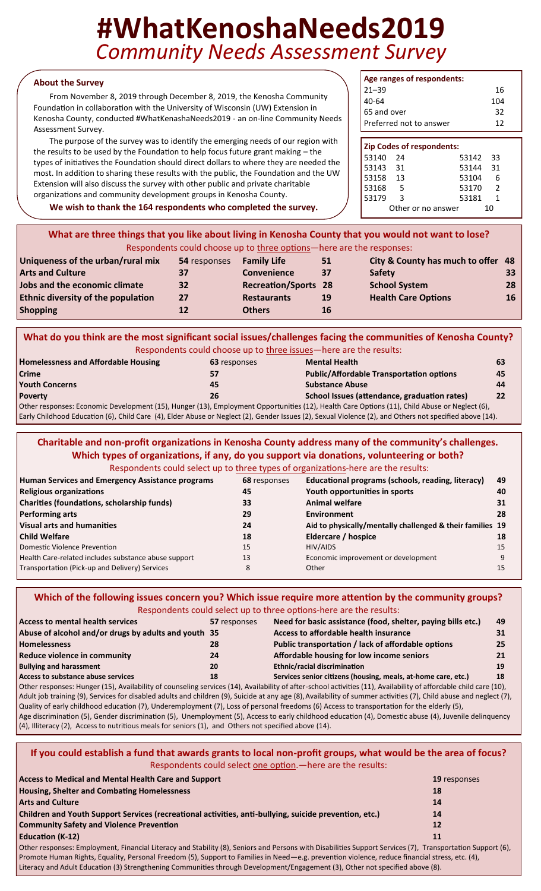# #WhatKenoshaNeeds2019

## *Community Needs Assessment Survey*

### About the Survey

From November 8, 2019 through December 8, 2019, the Kenosha Community Foundation in collaboration with the University of Wisconsin (UW) Extension in Kenosha County, conducted #WhatKenashaNeeds2019 - an on-line Community Needs Assessment Survey.

The purpose of the survey was to identify the emerging needs of our region with the results to be used by the Foundation to help focus future grant making – the types of initiatives the Foundation should direct dollars to where they are needed the most. In addition to sharing these results with the public, the Foundation and the UW Extension will also discuss the survey with other public and private charitable organizations and community development groups in Kenosha County.

**We wish to thank the 164 respondents who completed the survey.**

| Age ranges of respondents: | |
|---|---|
| 21–39 | 16 |
| 40-64 | 104 |
| 65 and over | 32 |
| Preferred not to answer | 12 |

| Zip Codes of respondents: | | | |
|---|---|---|---|
| 53140 | 24 | 53142 | 33 |
| 53143 | 31 | 53144 | 31 |
| 53158 | 13 | 53104 | 6 |
| 53168 | 5 | 53170 | 2 |
| 53179 | 3 | 53181 | 1 |
| Other or no answer | | | 10 |

### What are three things that you like about living in Kenosha County that you would not want to lose?

Respondents could choose up to three options—here are the responses:

| | | | | | |
|---|---|---|---|---|---|
| **Uniqueness of the urban/rural mix** | **54** responses | **Family Life** | **51** | **City & County has much to offer** | **48** |
| **Arts and Culture** | **37** | **Convenience** | **37** | **Safety** | **33** |
| **Jobs and the economic climate** | **32** | **Recreation/Sports** | **28** | **School System** | **28** |
| **Ethnic diversity of the population** | **27** | **Restaurants** | **19** | **Health Care Options** | **16** |
| **Shopping** | **12** | **Others** | **16** | | |

### What do you think are the most significant social issues/challenges facing the communities of Kenosha County?

Respondents could choose up to three issues—here are the results:

| | | | |
|---|---|---|---|
| **Homelessness and Affordable Housing** | **63** responses | **Mental Health** | **63** |
| **Crime** | **57** | **Public/Affordable Transportation options** | **45** |
| **Youth Concerns** | **45** | **Substance Abuse** | **44** |
| **Poverty** | **26** | **School Issues (attendance, graduation rates)** | **22** |

Other responses: Economic Development (15), Hunger (13), Employment Opportunities (12), Health Care Options (11), Child Abuse or Neglect (6), Early Childhood Education (6), Child Care (4), Elder Abuse or Neglect (2), Gender Issues (2), Sexual Violence (2), and Others not specified above (14).

### Charitable and non-profit organizations in Kenosha County address many of the community's challenges. Which types of organizations, if any, do you support via donations, volunteering or both?

Respondents could select up to three types of organizations-here are the results:

| | | | |
|---|---|---|---|
| **Human Services and Emergency Assistance programs** | **68** responses | **Educational programs (schools, reading, literacy)** | **49** |
| **Religious organizations** | **45** | **Youth opportunities in sports** | **40** |
| **Charities (foundations, scholarship funds)** | **33** | **Animal welfare** | **31** |
| **Performing arts** | **29** | **Environment** | **28** |
| **Visual arts and humanities** | **24** | **Aid to physically/mentally challenged & their families** | **19** |
| **Child Welfare** | **18** | **Eldercare / hospice** | **18** |
| Domestic Violence Prevention | 15 | HIV/AIDS | 15 |
| Health Care-related includes substance abuse support | 13 | Economic improvement or development | 9 |
| Transportation (Pick-up and Delivery) Services | 8 | Other | 15 |

### Which of the following issues concern you? Which issue require more attention by the community groups?

Respondents could select up to three options-here are the results:

| | | | |
|---|---|---|---|
| **Access to mental health services** | **57** responses | **Need for basic assistance (food, shelter, paying bills etc.)** | **49** |
| **Abuse of alcohol and/or drugs by adults and youth** | **35** | **Access to affordable health insurance** | **31** |
| **Homelessness** | **28** | **Public transportation / lack of affordable options** | **25** |
| **Reduce violence in community** | **24** | **Affordable housing for low income seniors** | **21** |
| **Bullying and harassment** | **20** | **Ethnic/racial discrimination** | **19** |
| **Access to substance abuse services** | **18** | **Services senior citizens (housing, meals, at-home care, etc.)** | **18** |

Other responses: Hunger (15), Availability of counseling services (14), Availability of after-school activities (11), Availability of affordable child care (10), Adult job training (9), Services for disabled adults and children (9), Suicide at any age (8), Availability of summer activities (7), Child abuse and neglect (7), Quality of early childhood education (7), Underemployment (7), Loss of personal freedoms (6) Access to transportation for the elderly (5), Age discrimination (5), Gender discrimination (5), Unemployment (5), Access to early childhood education (4), Domestic abuse (4), Juvenile delinquency (4), Illiteracy (2), Access to nutritious meals for seniors (1), and Others not specified above (14).

### If you could establish a fund that awards grants to local non-profit groups, what would be the area of focus?

Respondents could select one option.—here are the results:

| | |
|---|---|
| **Access to Medical and Mental Health Care and Support** | **19** responses |
| **Housing, Shelter and Combating Homelessness** | **18** |
| **Arts and Culture** | **14** |
| **Children and Youth Support Services (recreational activities, anti-bullying, suicide prevention, etc.)** | **14** |
| **Community Safety and Violence Prevention** | **12** |
| **Education (K-12)** | **11** |

Other responses: Employment, Financial Literacy and Stability (8), Seniors and Persons with Disabilities Support Services (7), Transportation Support (6), Promote Human Rights, Equality, Personal Freedom (5), Support to Families in Need—e.g. prevention violence, reduce financial stress, etc. (4), Literacy and Adult Education (3) Strengthening Communities through Development/Engagement (3), Other not specified above (8).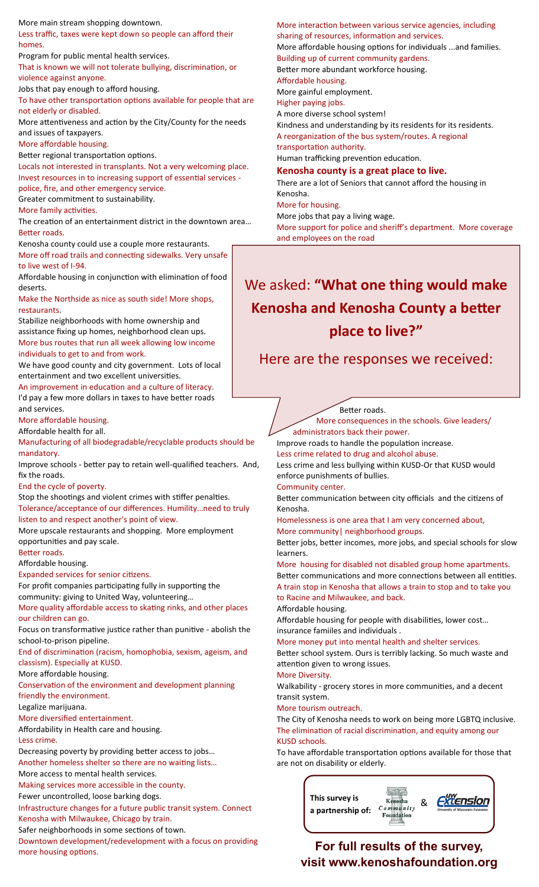# We asked: **"What one thing would make Kenosha and Kenosha County a better place to live?"**

## Here are the responses we received:

More main stream shopping downtown.

Less traffic, taxes were kept down so people can afford their homes.

Program for public mental health services.

That is known we will not tolerate bullying, discrimination, or violence against anyone.

Jobs that pay enough to afford housing.

To have other transportation options available for people that are not elderly or disabled.

More attentiveness and action by the City/County for the needs and issues of taxpayers.

More affordable housing.

Better regional transportation options.

Locals not interested in transplants. Not a very welcoming place.

Invest resources in to increasing support of essential services - police, fire, and other emergency service.

Greater commitment to sustainability.

More family activities.

The creation of an entertainment district in the downtown area…

Better roads.

Kenosha county could use a couple more restaurants.

More off road trails and connecting sidewalks. Very unsafe to live west of I-94.

Affordable housing in conjunction with elimination of food deserts.

Make the Northside as nice as south side! More shops, restaurants.

Stabilize neighborhoods with home ownership and assistance fixing up homes, neighborhood clean ups.

More bus routes that run all week allowing low income individuals to get to and from work.

We have good county and city government. Lots of local entertainment and two excellent universities.

An improvement in education and a culture of literacy.

I'd pay a few more dollars in taxes to have better roads and services.

More affordable housing.

Affordable health for all.

Manufacturing of all biodegradable/recyclable products should be mandatory.

Improve schools - better pay to retain well-qualified teachers. And, fix the roads.

End the cycle of poverty.

Stop the shootings and violent crimes with stiffer penalties.

Tolerance/acceptance of our differences. Humility…need to truly listen to and respect another's point of view.

More upscale restaurants and shopping. More employment opportunities and pay scale.

Better roads.

Affordable housing.

Expanded services for senior citizens.

For profit companies participating fully in supporting the community: giving to United Way, volunteering…

More quality affordable access to skating rinks, and other places our children can go.

Focus on transformative justice rather than punitive - abolish the school-to-prison pipeline.

End of discrimination (racism, homophobia, sexism, ageism, and classism). Especially at KUSD.

More affordable housing.

Conservation of the environment and development planning friendly the environment.

Legalize marijuana.

More diversified entertainment.

Affordability in Health care and housing.

Less crime.

Decreasing poverty by providing better access to jobs…

Another homeless shelter so there are no waiting lists…

More access to mental health services.

Making services more accessible in the county.

Fewer uncontrolled, loose barking dogs.

Infrastructure changes for a future public transit system. Connect Kenosha with Milwaukee, Chicago by train.

Safer neighborhoods in some sections of town.

Downtown development/redevelopment with a focus on providing more housing options.

More interaction between various service agencies, including sharing of resources, information and services.

More affordable housing options for individuals ...and families.

Building up of current community gardens.

Better more abundant workforce housing.

Affordable housing.

More gainful employment.

Higher paying jobs.

A more diverse school system!

Kindness and understanding by its residents for its residents.

A reorganization of the bus system/routes. A regional transportation authority.

Human trafficking prevention education.

**Kenosha county is a great place to live.**

There are a lot of Seniors that cannot afford the housing in Kenosha.

More for housing.

More jobs that pay a living wage.

More support for police and sheriff's department. More coverage and employees on the road

Better roads.

More consequences in the schools. Give leaders/ administrators back their power.

Improve roads to handle the population increase.

Less crime related to drug and alcohol abuse.

Less crime and less bullying within KUSD-Or that KUSD would enforce punishments of bullies.

Community center.

Better communication between city officials and the citizens of Kenosha.

Homelessness is one area that I am very concerned about,

More community| neighborhood groups.

Better jobs, better incomes, more jobs, and special schools for slow learners.

More housing for disabled not disabled group home apartments.

Better communications and more connections between all entities.

A train stop in Kenosha that allows a train to stop and to take you to Racine and Milwaukee, and back.

Affordable housing.

Affordable housing for people with disabilities, lower cost… insurance famiiles and individuals .

More money put into mental health and shelter services.

Better school system. Ours is terribly lacking. So much waste and attention given to wrong issues.

More Diversity.

Walkability - grocery stores in more communities, and a decent transit system.

More tourism outreach.

The City of Kenosha needs to work on being more LGBTQ inclusive.

The elimination of racial discrimination, and equity among our KUSD schools.

To have affordable transportation options available for those that are not on disability or elderly.

**This survey is a partnership of:** Kenosha Community Foundation & UW Extension (University of Wisconsin-Extension)

**For full results of the survey, visit www.kenoshafoundation.org**